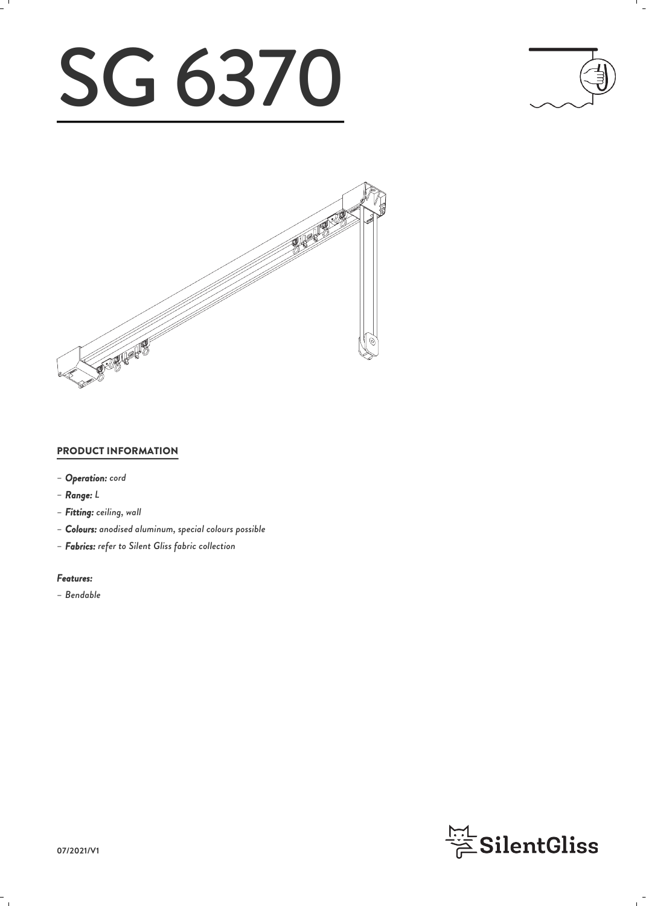# SG 6370

## PRODUCT INFORMATION

- ***Operation:*** *cord*
- ***Range:*** *L*
- ***Fitting:*** *ceiling, wall*
- ***Colours:*** *anodised aluminum, special colours possible*
- ***Fabrics:*** *refer to Silent Gliss fabric collection*

***Features:***

- *Bendable*

07/2021/V1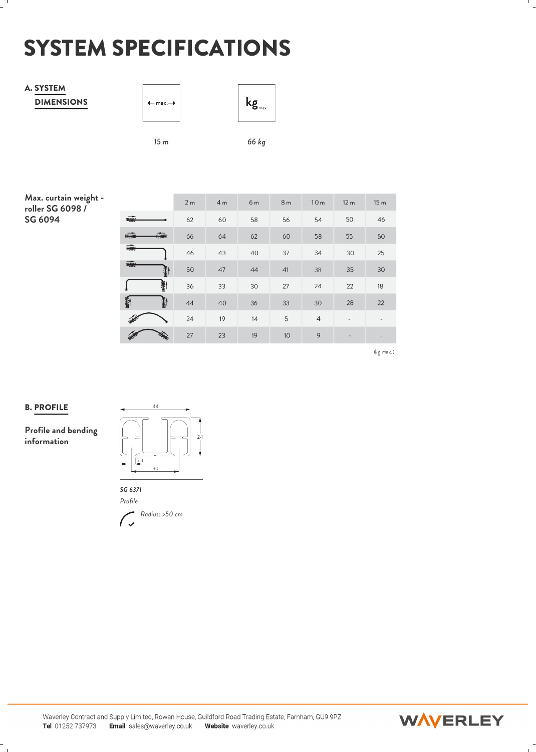# SYSTEM SPECIFICATIONS

## A. SYSTEM DIMENSIONS

| ←max.→ | kg max. |
|---|---|
| *15 m* | *66 kg* |

**Max. curtain weight - roller SG 6098 / SG 6094**

| | 2 m | 4 m | 6 m | 8 m | 10 m | 12 m | 15 m |
|---|---|---|---|---|---|---|---|
| | 62 | 60 | 58 | 56 | 54 | 50 | 46 |
| | 66 | 64 | 62 | 60 | 58 | 55 | 50 |
| | 46 | 43 | 40 | 37 | 34 | 30 | 25 |
| | 50 | 47 | 44 | 41 | 38 | 35 | 30 |
| | 36 | 33 | 30 | 27 | 24 | 22 | 18 |
| | 44 | 40 | 36 | 33 | 30 | 28 | 22 |
| | 24 | 19 | 14 | 5 | 4 | - | - |
| | 27 | 23 | 19 | 10 | 9 | - | - |

(kg max.)

## B. PROFILE

**Profile and bending information**

44

24

5.4

30

***SG 6371***

*Profile*

*Radius: >50 cm*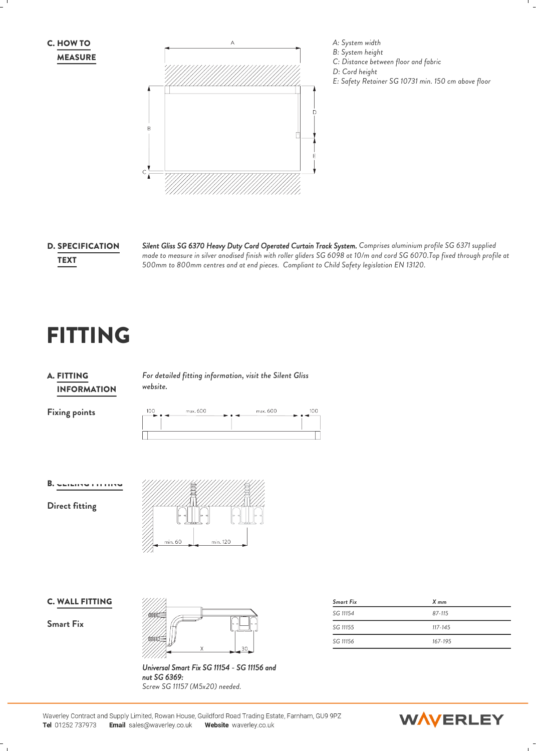## C. HOW TO MEASURE

*A: System width*
*B: System height*
*C: Distance between floor and fabric*
*D: Cord height*
*E: Safety Retainer SG 10731 min. 150 cm above floor*

## D. SPECIFICATION TEXT

***Silent Gliss SG 6370 Heavy Duty Cord Operated Curtain Track System.*** *Comprises aluminium profile SG 6371 supplied made to measure in silver anodised finish with roller gliders SG 6098 at 10/m and cord SG 6070.Top fixed through profile at 500mm to 800mm centres and at end pieces. Compliant to Child Safety legislation EN 13120.*

# FITTING

## A. FITTING INFORMATION

*For detailed fitting information, visit the Silent Gliss website.*

**Fixing points**

100 — max. 600 — max. 600 — 100

## B. CEILING FITTING

**Direct fitting**

min. 60 — min. 120

## C. WALL FITTING

**Smart Fix**

***Universal Smart Fix SG 11154 - SG 11156 and nut SG 6369:***
*Screw SG 11157 (M5x20) needed.*

| *Smart Fix* | *X mm* |
|---|---|
| *SG 11154* | *87-115* |
| *SG 11155* | *117-145* |
| *SG 11156* | *167-195* |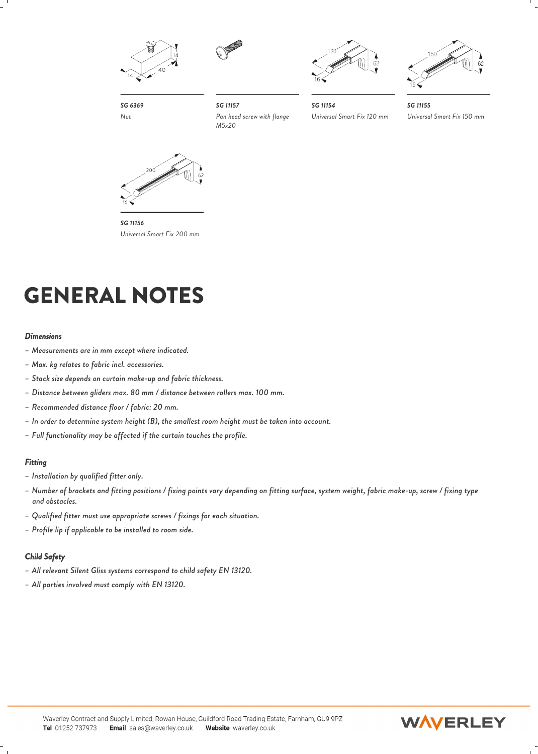**SG 6369**
*Nut*

**SG 11157**
*Pan head screw with flange M5x20*

**SG 11154**
*Universal Smart Fix 120 mm*

**SG 11155**
*Universal Smart Fix 150 mm*

**SG 11156**
*Universal Smart Fix 200 mm*

# GENERAL NOTES

### *Dimensions*

- *Measurements are in mm except where indicated.*
- *Max. kg relates to fabric incl. accessories.*
- *Stack size depends on curtain make-up and fabric thickness.*
- *Distance between gliders max. 80 mm / distance between rollers max. 100 mm.*
- *Recommended distance floor / fabric: 20 mm.*
- *In order to determine system height (B), the smallest room height must be taken into account.*
- *Full functionality may be affected if the curtain touches the profile.*

### *Fitting*

- *Installation by qualified fitter only.*
- *Number of brackets and fitting positions / fixing points vary depending on fitting surface, system weight, fabric make-up, screw / fixing type and obstacles.*
- *Qualified fitter must use appropriate screws / fixings for each situation.*
- *Profile lip if applicable to be installed to room side.*

### *Child Safety*

- *All relevant Silent Gliss systems correspond to child safety EN 13120.*
- *All parties involved must comply with EN 13120.*

Waverley Contract and Supply Limited, Rowan House, Guildford Road Trading Estate, Farnham, GU9 9PZ
**Tel** 01252 737973 **Email** sales@waverley.co.uk **Website** waverley.co.uk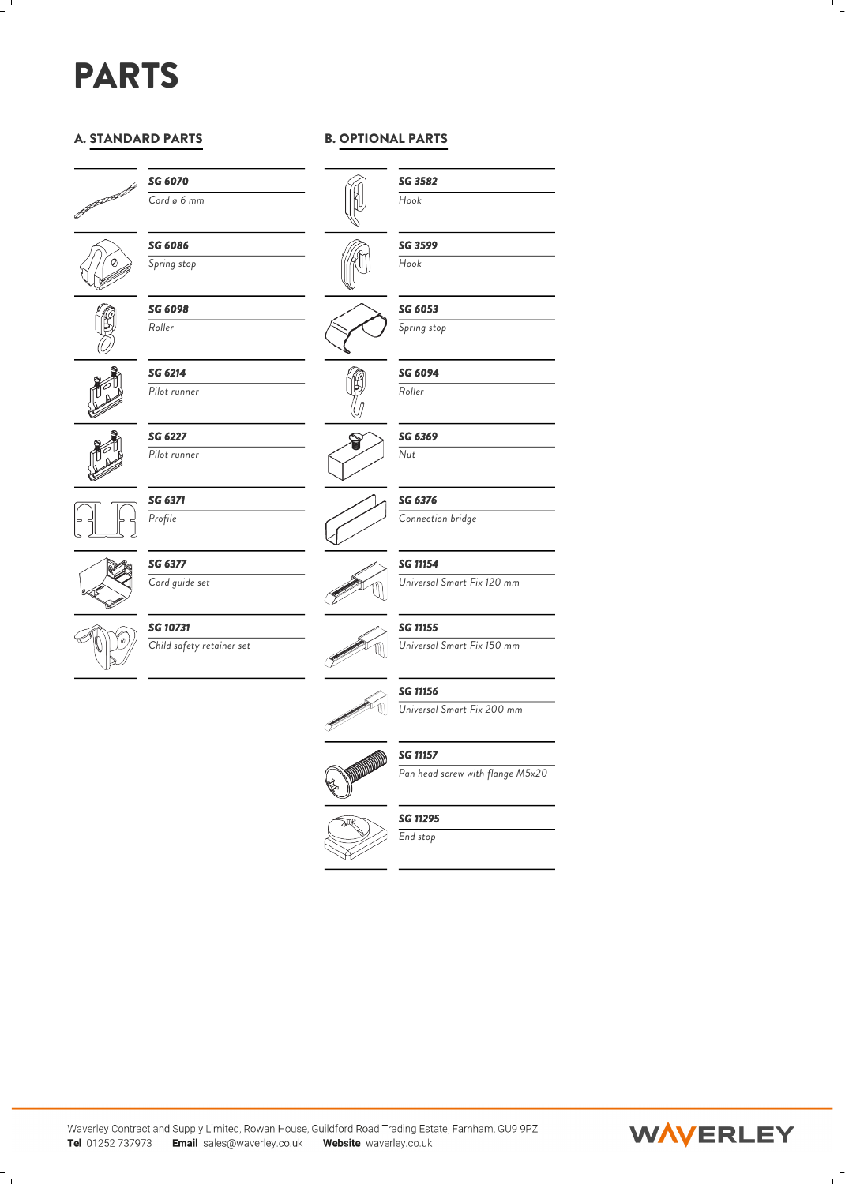# PARTS

## A. STANDARD PARTS

**SG 6070**
*Cord ø 6 mm*

**SG 6086**
*Spring stop*

**SG 6098**
*Roller*

**SG 6214**
*Pilot runner*

**SG 6227**
*Pilot runner*

**SG 6371**
*Profile*

**SG 6377**
*Cord guide set*

**SG 10731**
*Child safety retainer set*

## B. OPTIONAL PARTS

**SG 3582**
*Hook*

**SG 3599**
*Hook*

**SG 6053**
*Spring stop*

**SG 6094**
*Roller*

**SG 6369**
*Nut*

**SG 6376**
*Connection bridge*

**SG 11154**
*Universal Smart Fix 120 mm*

**SG 11155**
*Universal Smart Fix 150 mm*

**SG 11156**
*Universal Smart Fix 200 mm*

**SG 11157**
*Pan head screw with flange M5x20*

**SG 11295**
*End stop*

Waverley Contract and Supply Limited, Rowan House, Guildford Road Trading Estate, Farnham, GU9 9PZ
**Tel** 01252 737973 **Email** sales@waverley.co.uk **Website** waverley.co.uk